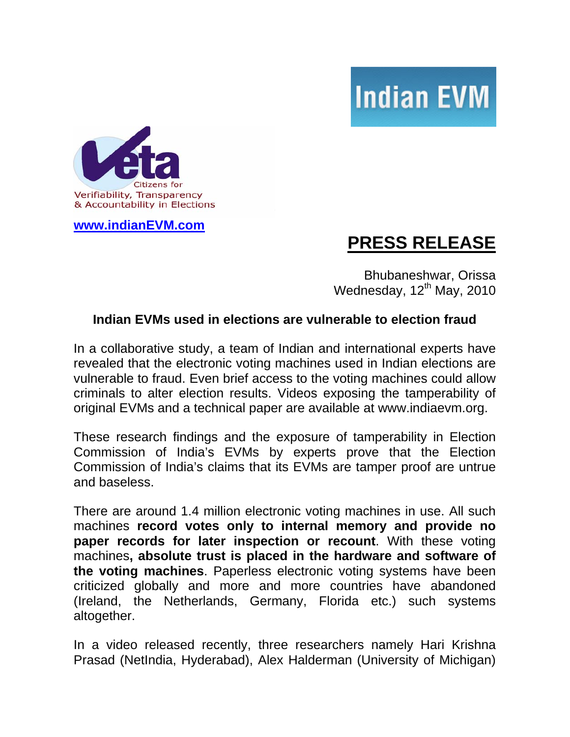Indian EVM

Veta
Citizens for
Verifiability, Transparency
& Accountability in Elections

www.indianEVM.com

# PRESS RELEASE

Bhubaneshwar, Orissa
Wednesday, 12th May, 2010

### Indian EVMs used in elections are vulnerable to election fraud

In a collaborative study, a team of Indian and international experts have revealed that the electronic voting machines used in Indian elections are vulnerable to fraud. Even brief access to the voting machines could allow criminals to alter election results. Videos exposing the tamperability of original EVMs and a technical paper are available at www.indiaevm.org.

These research findings and the exposure of tamperability in Election Commission of India's EVMs by experts prove that the Election Commission of India's claims that its EVMs are tamper proof are untrue and baseless.

There are around 1.4 million electronic voting machines in use. All such machines **record votes only to internal memory and provide no paper records for later inspection or recount**. With these voting machines**, absolute trust is placed in the hardware and software of the voting machines**. Paperless electronic voting systems have been criticized globally and more and more countries have abandoned (Ireland, the Netherlands, Germany, Florida etc.) such systems altogether.

In a video released recently, three researchers namely Hari Krishna Prasad (NetIndia, Hyderabad), Alex Halderman (University of Michigan)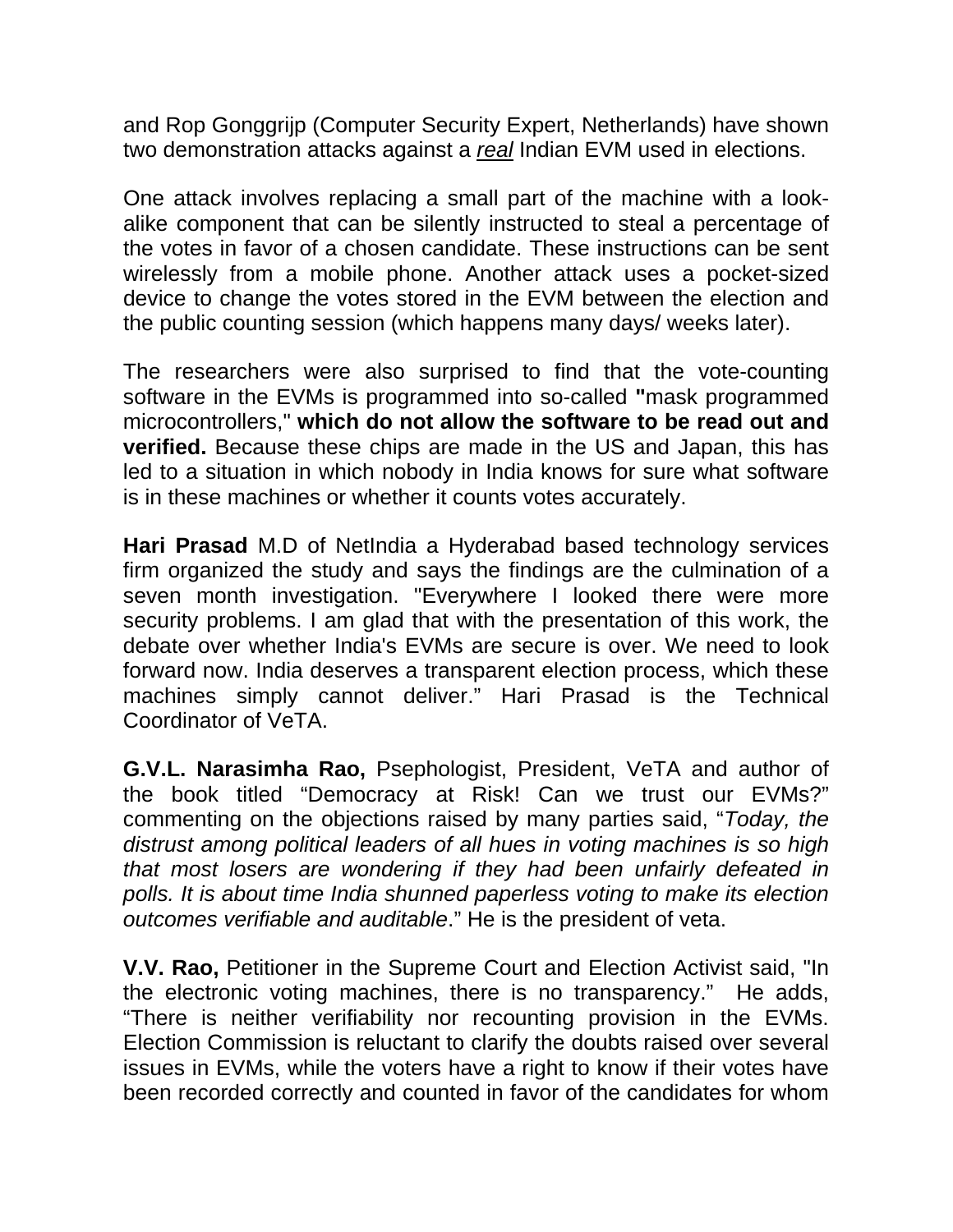and Rop Gonggrijp (Computer Security Expert, Netherlands) have shown two demonstration attacks against a *real* Indian EVM used in elections.

One attack involves replacing a small part of the machine with a look-alike component that can be silently instructed to steal a percentage of the votes in favor of a chosen candidate. These instructions can be sent wirelessly from a mobile phone. Another attack uses a pocket-sized device to change the votes stored in the EVM between the election and the public counting session (which happens many days/ weeks later).

The researchers were also surprised to find that the vote-counting software in the EVMs is programmed into so-called **"**mask programmed microcontrollers," **which do not allow the software to be read out and verified.** Because these chips are made in the US and Japan, this has led to a situation in which nobody in India knows for sure what software is in these machines or whether it counts votes accurately.

**Hari Prasad** M.D of NetIndia a Hyderabad based technology services firm organized the study and says the findings are the culmination of a seven month investigation. "Everywhere I looked there were more security problems. I am glad that with the presentation of this work, the debate over whether India's EVMs are secure is over. We need to look forward now. India deserves a transparent election process, which these machines simply cannot deliver." Hari Prasad is the Technical Coordinator of VeTA.

**G.V.L. Narasimha Rao,** Psephologist, President, VeTA and author of the book titled "Democracy at Risk! Can we trust our EVMs?" commenting on the objections raised by many parties said, "*Today, the distrust among political leaders of all hues in voting machines is so high that most losers are wondering if they had been unfairly defeated in polls. It is about time India shunned paperless voting to make its election outcomes verifiable and auditable*." He is the president of veta.

**V.V. Rao,** Petitioner in the Supreme Court and Election Activist said, "In the electronic voting machines, there is no transparency." He adds, "There is neither verifiability nor recounting provision in the EVMs. Election Commission is reluctant to clarify the doubts raised over several issues in EVMs, while the voters have a right to know if their votes have been recorded correctly and counted in favor of the candidates for whom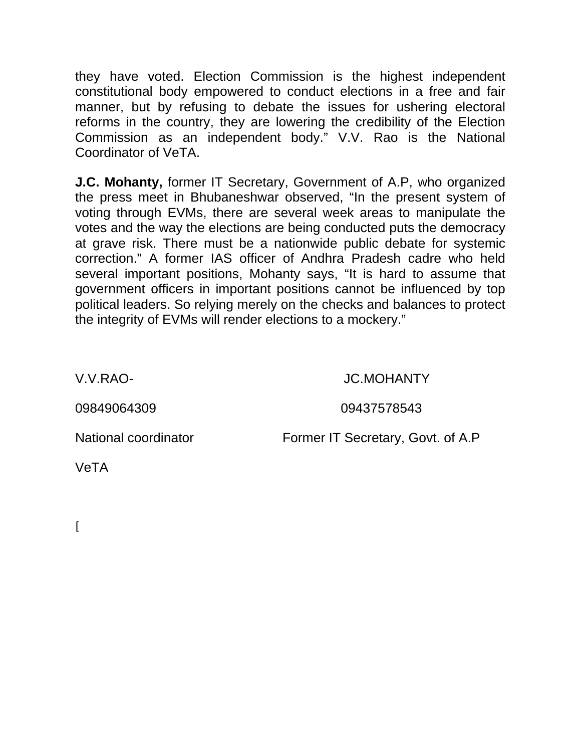they have voted. Election Commission is the highest independent constitutional body empowered to conduct elections in a free and fair manner, but by refusing to debate the issues for ushering electoral reforms in the country, they are lowering the credibility of the Election Commission as an independent body." V.V. Rao is the National Coordinator of VeTA.

**J.C. Mohanty,** former IT Secretary, Government of A.P, who organized the press meet in Bhubaneshwar observed, "In the present system of voting through EVMs, there are several week areas to manipulate the votes and the way the elections are being conducted puts the democracy at grave risk. There must be a nationwide public debate for systemic correction." A former IAS officer of Andhra Pradesh cadre who held several important positions, Mohanty says, "It is hard to assume that government officers in important positions cannot be influenced by top political leaders. So relying merely on the checks and balances to protect the integrity of EVMs will render elections to a mockery."

V.V.RAO-

09849064309

National coordinator

VeTA

JC.MOHANTY

09437578543

Former IT Secretary, Govt. of A.P

[